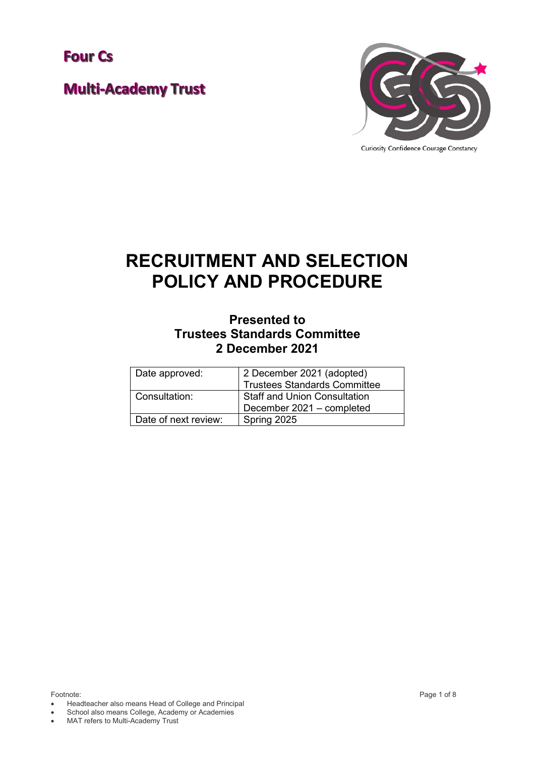**Four Cs**

**Multi-Academy Trust**

Curiosity Confidence Courage Constancy

# RECRUITMENT AND SELECTION POLICY AND PROCEDURE

**Presented to**
**Trustees Standards Committee**
**2 December 2021**

| Date approved: | 2 December 2021 (adopted) Trustees Standards Committee |
|---|---|
| Consultation: | Staff and Union Consultation December 2021 – completed |
| Date of next review: | Spring 2025 |

Footnote:

- Headteacher also means Head of College and Principal
- School also means College, Academy or Academies
- MAT refers to Multi-Academy Trust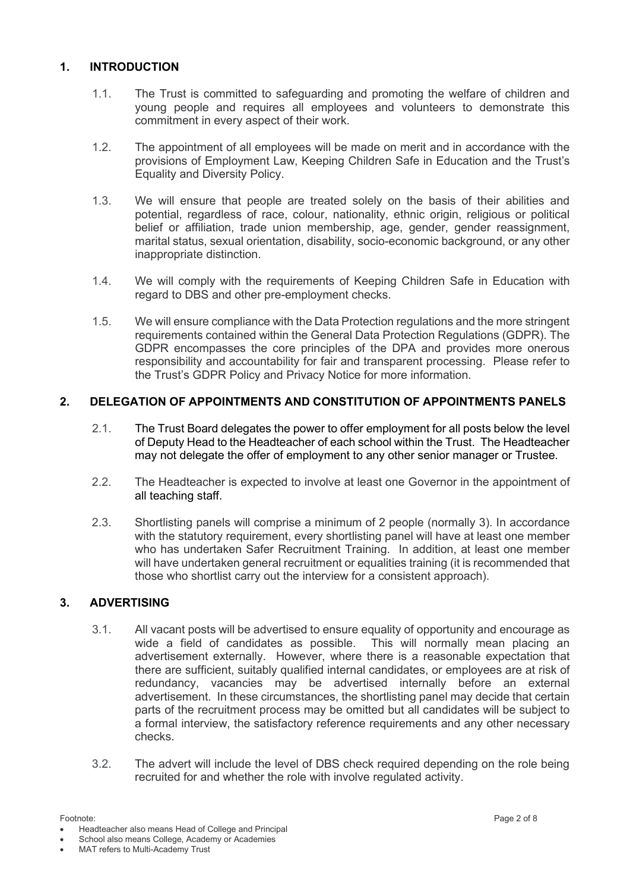## 1. INTRODUCTION

1.1. The Trust is committed to safeguarding and promoting the welfare of children and young people and requires all employees and volunteers to demonstrate this commitment in every aspect of their work.

1.2. The appointment of all employees will be made on merit and in accordance with the provisions of Employment Law, Keeping Children Safe in Education and the Trust's Equality and Diversity Policy.

1.3. We will ensure that people are treated solely on the basis of their abilities and potential, regardless of race, colour, nationality, ethnic origin, religious or political belief or affiliation, trade union membership, age, gender, gender reassignment, marital status, sexual orientation, disability, socio-economic background, or any other inappropriate distinction.

1.4. We will comply with the requirements of Keeping Children Safe in Education with regard to DBS and other pre-employment checks.

1.5. We will ensure compliance with the Data Protection regulations and the more stringent requirements contained within the General Data Protection Regulations (GDPR). The GDPR encompasses the core principles of the DPA and provides more onerous responsibility and accountability for fair and transparent processing. Please refer to the Trust's GDPR Policy and Privacy Notice for more information.

## 2. DELEGATION OF APPOINTMENTS AND CONSTITUTION OF APPOINTMENTS PANELS

2.1. The Trust Board delegates the power to offer employment for all posts below the level of Deputy Head to the Headteacher of each school within the Trust. The Headteacher may not delegate the offer of employment to any other senior manager or Trustee.

2.2. The Headteacher is expected to involve at least one Governor in the appointment of all teaching staff.

2.3. Shortlisting panels will comprise a minimum of 2 people (normally 3). In accordance with the statutory requirement, every shortlisting panel will have at least one member who has undertaken Safer Recruitment Training. In addition, at least one member will have undertaken general recruitment or equalities training (it is recommended that those who shortlist carry out the interview for a consistent approach).

## 3. ADVERTISING

3.1. All vacant posts will be advertised to ensure equality of opportunity and encourage as wide a field of candidates as possible. This will normally mean placing an advertisement externally. However, where there is a reasonable expectation that there are sufficient, suitably qualified internal candidates, or employees are at risk of redundancy, vacancies may be advertised internally before an external advertisement. In these circumstances, the shortlisting panel may decide that certain parts of the recruitment process may be omitted but all candidates will be subject to a formal interview, the satisfactory reference requirements and any other necessary checks.

3.2. The advert will include the level of DBS check required depending on the role being recruited for and whether the role with involve regulated activity.

Footnote:

- Headteacher also means Head of College and Principal
- School also means College, Academy or Academies
- MAT refers to Multi-Academy Trust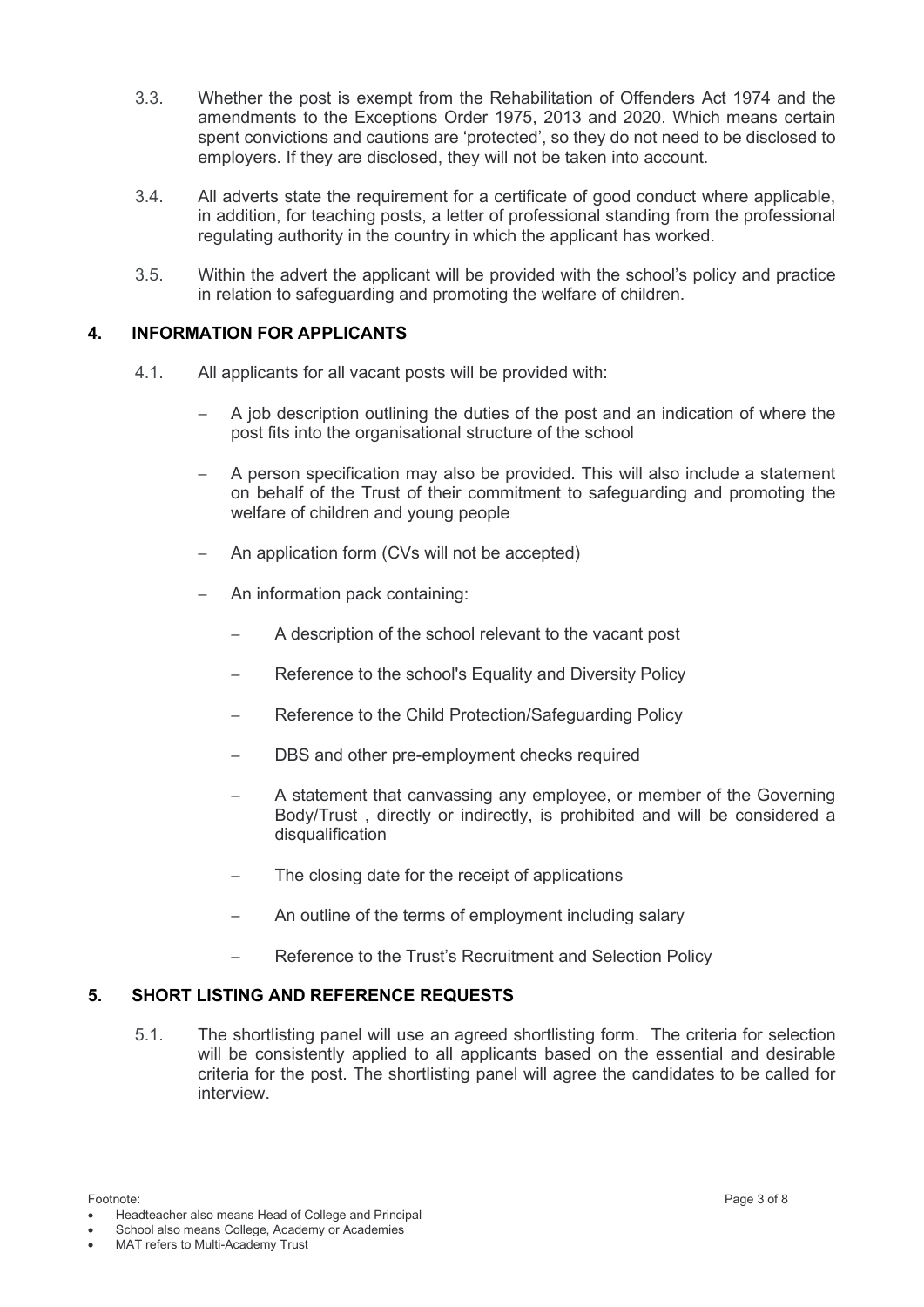3.3. Whether the post is exempt from the Rehabilitation of Offenders Act 1974 and the amendments to the Exceptions Order 1975, 2013 and 2020. Which means certain spent convictions and cautions are 'protected', so they do not need to be disclosed to employers. If they are disclosed, they will not be taken into account.

3.4. All adverts state the requirement for a certificate of good conduct where applicable, in addition, for teaching posts, a letter of professional standing from the professional regulating authority in the country in which the applicant has worked.

3.5. Within the advert the applicant will be provided with the school's policy and practice in relation to safeguarding and promoting the welfare of children.

## 4. INFORMATION FOR APPLICANTS

4.1. All applicants for all vacant posts will be provided with:

- A job description outlining the duties of the post and an indication of where the post fits into the organisational structure of the school
- A person specification may also be provided. This will also include a statement on behalf of the Trust of their commitment to safeguarding and promoting the welfare of children and young people
- An application form (CVs will not be accepted)
- An information pack containing:
  - A description of the school relevant to the vacant post
  - Reference to the school's Equality and Diversity Policy
  - Reference to the Child Protection/Safeguarding Policy
  - DBS and other pre-employment checks required
  - A statement that canvassing any employee, or member of the Governing Body/Trust , directly or indirectly, is prohibited and will be considered a disqualification
  - The closing date for the receipt of applications
  - An outline of the terms of employment including salary
  - Reference to the Trust's Recruitment and Selection Policy

## 5. SHORT LISTING AND REFERENCE REQUESTS

5.1. The shortlisting panel will use an agreed shortlisting form. The criteria for selection will be consistently applied to all applicants based on the essential and desirable criteria for the post. The shortlisting panel will agree the candidates to be called for interview.

Footnote:

- Headteacher also means Head of College and Principal
- School also means College, Academy or Academies
- MAT refers to Multi-Academy Trust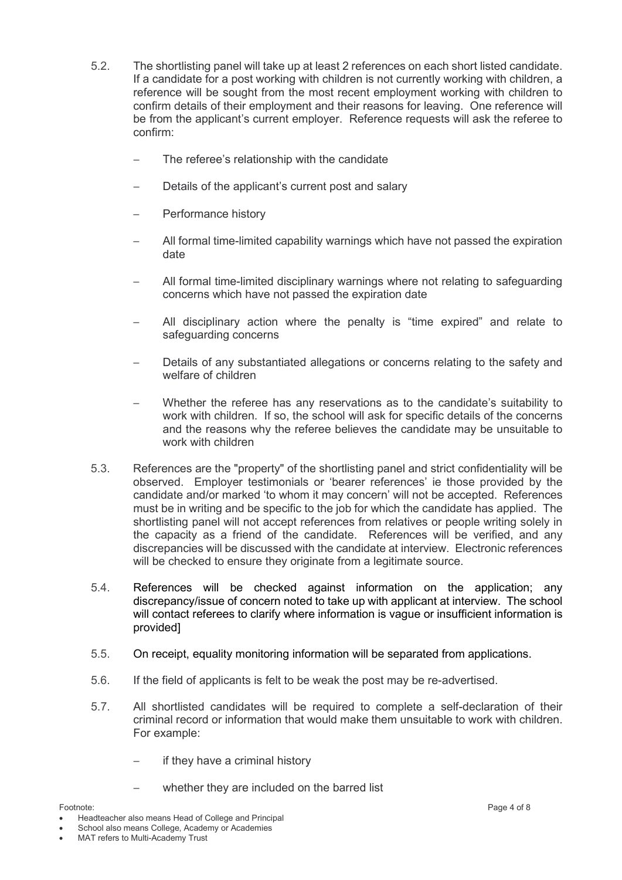5.2. The shortlisting panel will take up at least 2 references on each short listed candidate. If a candidate for a post working with children is not currently working with children, a reference will be sought from the most recent employment working with children to confirm details of their employment and their reasons for leaving. One reference will be from the applicant's current employer. Reference requests will ask the referee to confirm:

- The referee's relationship with the candidate
- Details of the applicant's current post and salary
- Performance history
- All formal time-limited capability warnings which have not passed the expiration date
- All formal time-limited disciplinary warnings where not relating to safeguarding concerns which have not passed the expiration date
- All disciplinary action where the penalty is "time expired" and relate to safeguarding concerns
- Details of any substantiated allegations or concerns relating to the safety and welfare of children
- Whether the referee has any reservations as to the candidate's suitability to work with children. If so, the school will ask for specific details of the concerns and the reasons why the referee believes the candidate may be unsuitable to work with children

5.3. References are the "property" of the shortlisting panel and strict confidentiality will be observed. Employer testimonials or 'bearer references' ie those provided by the candidate and/or marked 'to whom it may concern' will not be accepted. References must be in writing and be specific to the job for which the candidate has applied. The shortlisting panel will not accept references from relatives or people writing solely in the capacity as a friend of the candidate. References will be verified, and any discrepancies will be discussed with the candidate at interview. Electronic references will be checked to ensure they originate from a legitimate source.

5.4. References will be checked against information on the application; any discrepancy/issue of concern noted to take up with applicant at interview. The school will contact referees to clarify where information is vague or insufficient information is provided]

5.5. On receipt, equality monitoring information will be separated from applications.

5.6. If the field of applicants is felt to be weak the post may be re-advertised.

5.7. All shortlisted candidates will be required to complete a self-declaration of their criminal record or information that would make them unsuitable to work with children. For example:

- if they have a criminal history
- whether they are included on the barred list

Footnote:

- Headteacher also means Head of College and Principal
- School also means College, Academy or Academies
- MAT refers to Multi-Academy Trust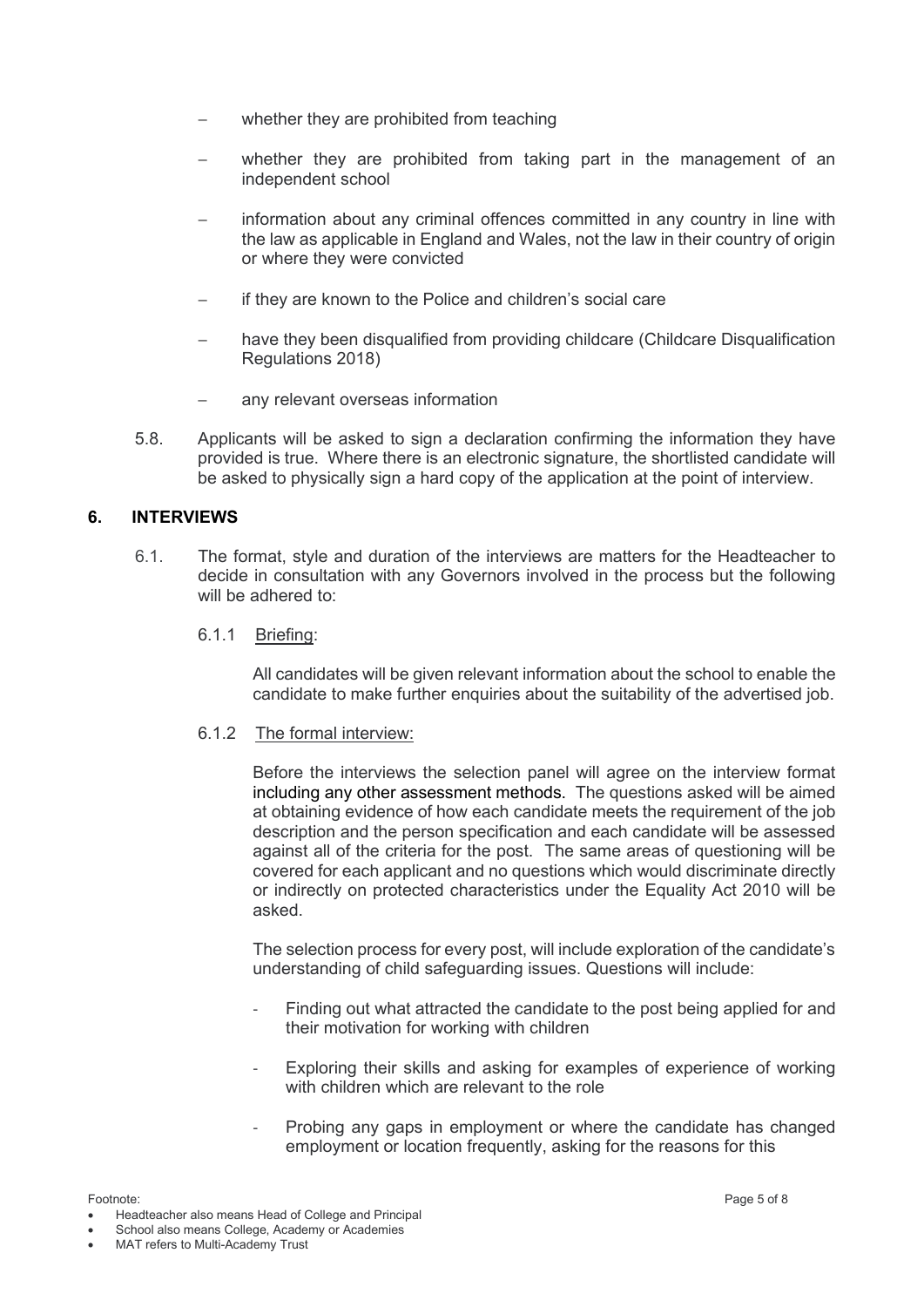- whether they are prohibited from teaching
- whether they are prohibited from taking part in the management of an independent school
- information about any criminal offences committed in any country in line with the law as applicable in England and Wales, not the law in their country of origin or where they were convicted
- if they are known to the Police and children's social care
- have they been disqualified from providing childcare (Childcare Disqualification Regulations 2018)
- any relevant overseas information

5.8. Applicants will be asked to sign a declaration confirming the information they have provided is true. Where there is an electronic signature, the shortlisted candidate will be asked to physically sign a hard copy of the application at the point of interview.

## 6. INTERVIEWS

6.1. The format, style and duration of the interviews are matters for the Headteacher to decide in consultation with any Governors involved in the process but the following will be adhered to:

6.1.1 Briefing:

All candidates will be given relevant information about the school to enable the candidate to make further enquiries about the suitability of the advertised job.

6.1.2 The formal interview:

Before the interviews the selection panel will agree on the interview format including any other assessment methods. The questions asked will be aimed at obtaining evidence of how each candidate meets the requirement of the job description and the person specification and each candidate will be assessed against all of the criteria for the post. The same areas of questioning will be covered for each applicant and no questions which would discriminate directly or indirectly on protected characteristics under the Equality Act 2010 will be asked.

The selection process for every post, will include exploration of the candidate's understanding of child safeguarding issues. Questions will include:

- Finding out what attracted the candidate to the post being applied for and their motivation for working with children
- Exploring their skills and asking for examples of experience of working with children which are relevant to the role
- Probing any gaps in employment or where the candidate has changed employment or location frequently, asking for the reasons for this

Footnote:

- Headteacher also means Head of College and Principal
- School also means College, Academy or Academies
- MAT refers to Multi-Academy Trust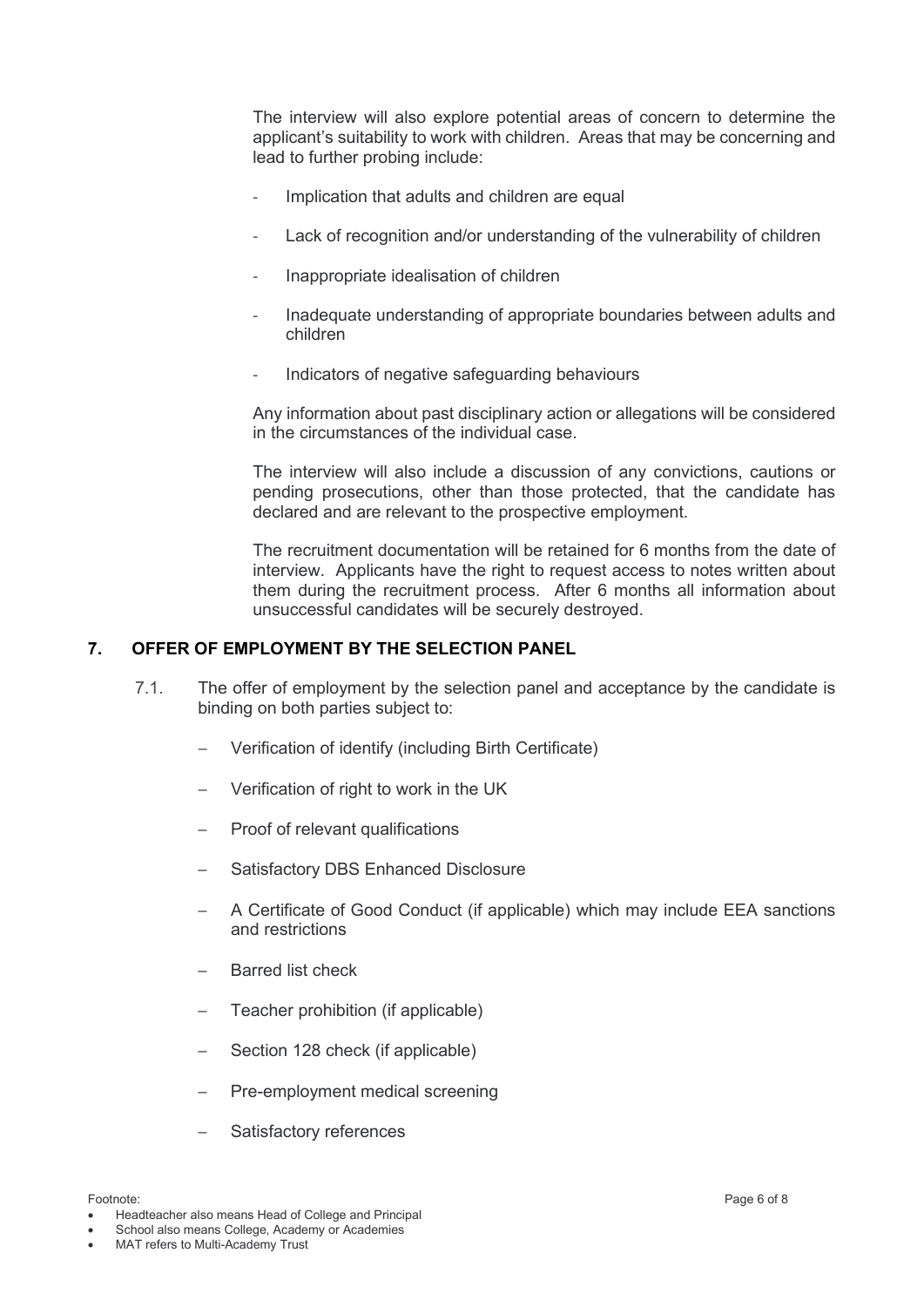The interview will also explore potential areas of concern to determine the applicant's suitability to work with children. Areas that may be concerning and lead to further probing include:

- Implication that adults and children are equal
- Lack of recognition and/or understanding of the vulnerability of children
- Inappropriate idealisation of children
- Inadequate understanding of appropriate boundaries between adults and children
- Indicators of negative safeguarding behaviours

Any information about past disciplinary action or allegations will be considered in the circumstances of the individual case.

The interview will also include a discussion of any convictions, cautions or pending prosecutions, other than those protected, that the candidate has declared and are relevant to the prospective employment.

The recruitment documentation will be retained for 6 months from the date of interview. Applicants have the right to request access to notes written about them during the recruitment process. After 6 months all information about unsuccessful candidates will be securely destroyed.

## 7. OFFER OF EMPLOYMENT BY THE SELECTION PANEL

7.1. The offer of employment by the selection panel and acceptance by the candidate is binding on both parties subject to:

- Verification of identify (including Birth Certificate)
- Verification of right to work in the UK
- Proof of relevant qualifications
- Satisfactory DBS Enhanced Disclosure
- A Certificate of Good Conduct (if applicable) which may include EEA sanctions and restrictions
- Barred list check
- Teacher prohibition (if applicable)
- Section 128 check (if applicable)
- Pre-employment medical screening
- Satisfactory references

Footnote:

- Headteacher also means Head of College and Principal
- School also means College, Academy or Academies
- MAT refers to Multi-Academy Trust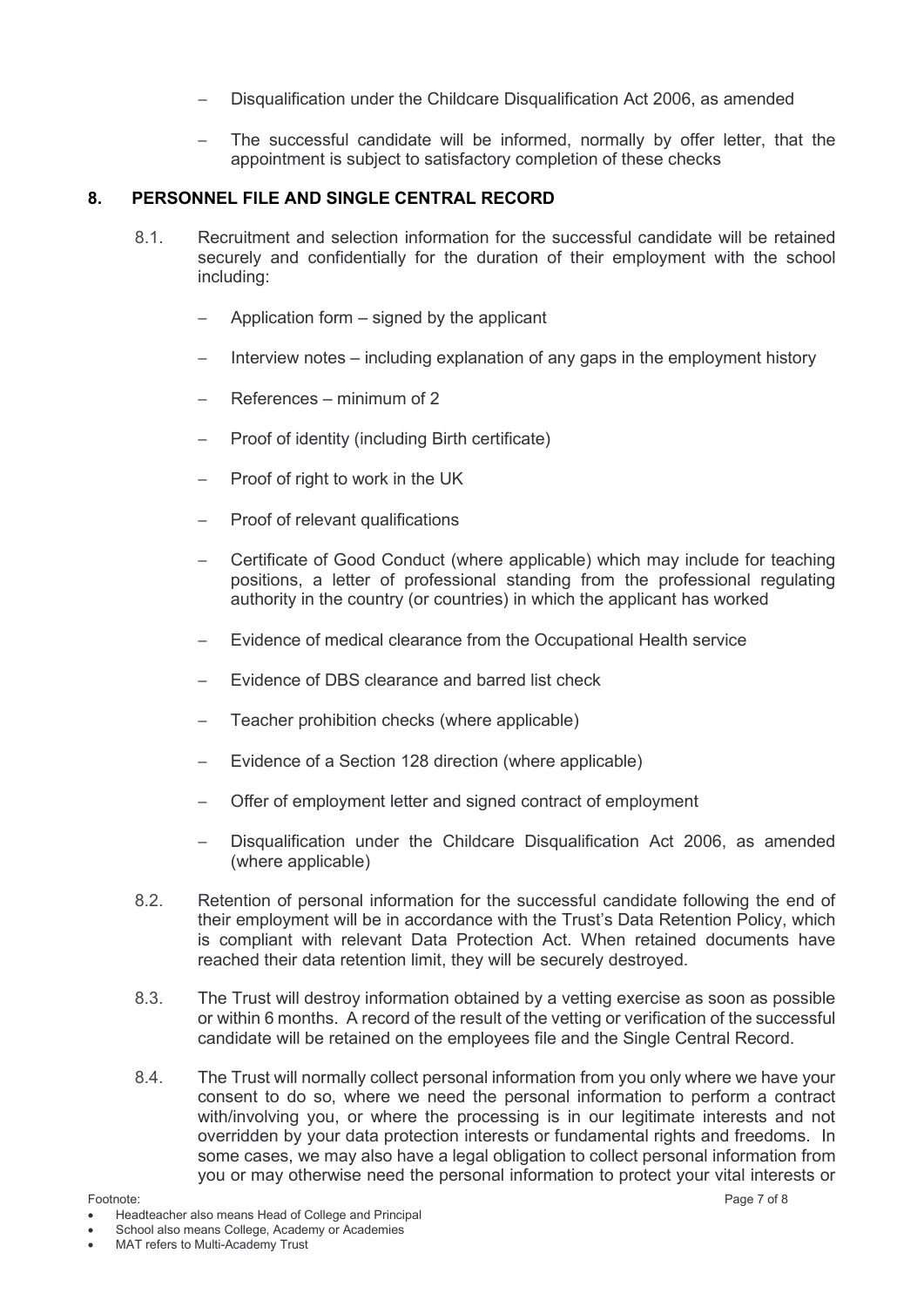- Disqualification under the Childcare Disqualification Act 2006, as amended
- The successful candidate will be informed, normally by offer letter, that the appointment is subject to satisfactory completion of these checks

## 8. PERSONNEL FILE AND SINGLE CENTRAL RECORD

8.1. Recruitment and selection information for the successful candidate will be retained securely and confidentially for the duration of their employment with the school including:

- Application form – signed by the applicant
- Interview notes – including explanation of any gaps in the employment history
- References – minimum of 2
- Proof of identity (including Birth certificate)
- Proof of right to work in the UK
- Proof of relevant qualifications
- Certificate of Good Conduct (where applicable) which may include for teaching positions, a letter of professional standing from the professional regulating authority in the country (or countries) in which the applicant has worked
- Evidence of medical clearance from the Occupational Health service
- Evidence of DBS clearance and barred list check
- Teacher prohibition checks (where applicable)
- Evidence of a Section 128 direction (where applicable)
- Offer of employment letter and signed contract of employment
- Disqualification under the Childcare Disqualification Act 2006, as amended (where applicable)

8.2. Retention of personal information for the successful candidate following the end of their employment will be in accordance with the Trust's Data Retention Policy, which is compliant with relevant Data Protection Act. When retained documents have reached their data retention limit, they will be securely destroyed.

8.3. The Trust will destroy information obtained by a vetting exercise as soon as possible or within 6 months. A record of the result of the vetting or verification of the successful candidate will be retained on the employees file and the Single Central Record.

8.4. The Trust will normally collect personal information from you only where we have your consent to do so, where we need the personal information to perform a contract with/involving you, or where the processing is in our legitimate interests and not overridden by your data protection interests or fundamental rights and freedoms. In some cases, we may also have a legal obligation to collect personal information from you or may otherwise need the personal information to protect your vital interests or

Footnote:

- Headteacher also means Head of College and Principal
- School also means College, Academy or Academies
- MAT refers to Multi-Academy Trust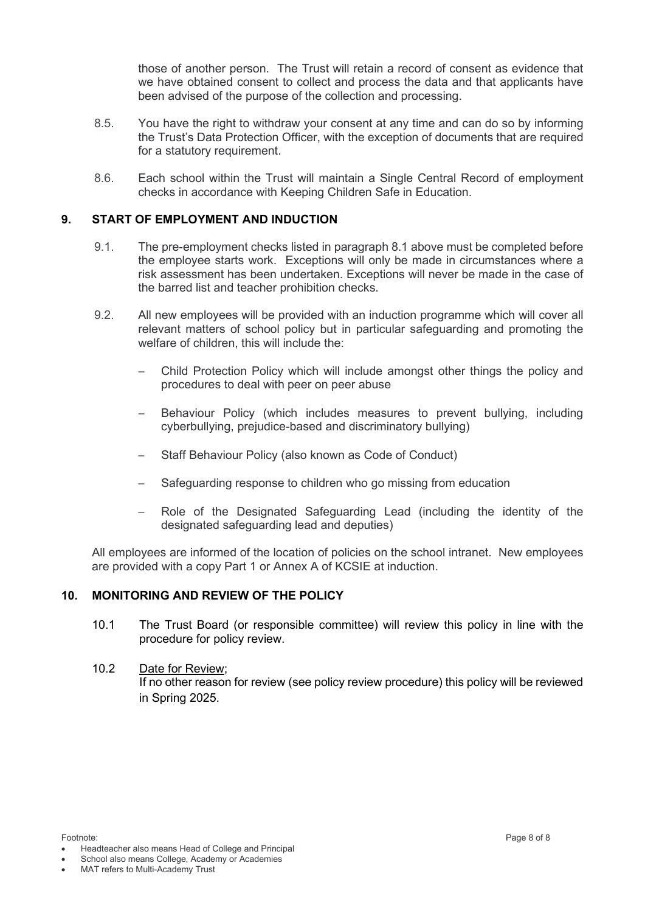those of another person. The Trust will retain a record of consent as evidence that we have obtained consent to collect and process the data and that applicants have been advised of the purpose of the collection and processing.

8.5. You have the right to withdraw your consent at any time and can do so by informing the Trust's Data Protection Officer, with the exception of documents that are required for a statutory requirement.

8.6. Each school within the Trust will maintain a Single Central Record of employment checks in accordance with Keeping Children Safe in Education.

## 9. START OF EMPLOYMENT AND INDUCTION

9.1. The pre-employment checks listed in paragraph 8.1 above must be completed before the employee starts work. Exceptions will only be made in circumstances where a risk assessment has been undertaken. Exceptions will never be made in the case of the barred list and teacher prohibition checks.

9.2. All new employees will be provided with an induction programme which will cover all relevant matters of school policy but in particular safeguarding and promoting the welfare of children, this will include the:

- Child Protection Policy which will include amongst other things the policy and procedures to deal with peer on peer abuse
- Behaviour Policy (which includes measures to prevent bullying, including cyberbullying, prejudice-based and discriminatory bullying)
- Staff Behaviour Policy (also known as Code of Conduct)
- Safeguarding response to children who go missing from education
- Role of the Designated Safeguarding Lead (including the identity of the designated safeguarding lead and deputies)

All employees are informed of the location of policies on the school intranet. New employees are provided with a copy Part 1 or Annex A of KCSIE at induction.

## 10. MONITORING AND REVIEW OF THE POLICY

10.1 The Trust Board (or responsible committee) will review this policy in line with the procedure for policy review.

10.2 Date for Review;
If no other reason for review (see policy review procedure) this policy will be reviewed in Spring 2025.

Footnote:

- Headteacher also means Head of College and Principal
- School also means College, Academy or Academies
- MAT refers to Multi-Academy Trust